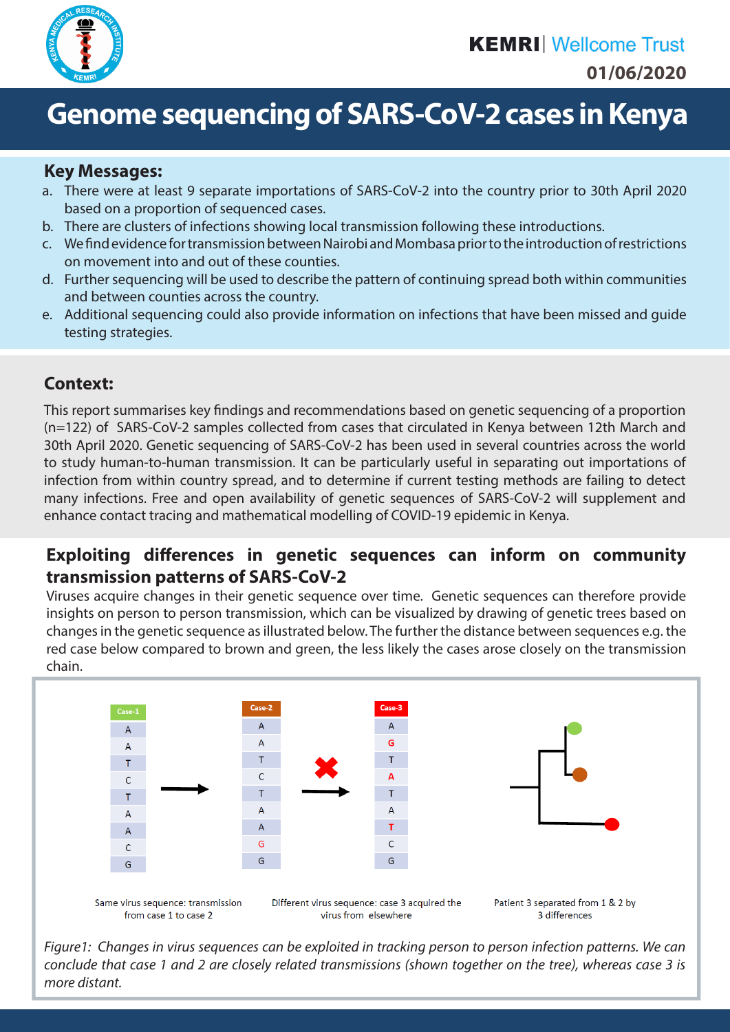KEMRI | Wellcome Trust

01/06/2020

# Genome sequencing of SARS-CoV-2 cases in Kenya

## Key Messages:

a. There were at least 9 separate importations of SARS-CoV-2 into the country prior to 30th April 2020 based on a proportion of sequenced cases.
b. There are clusters of infections showing local transmission following these introductions.
c. We find evidence for transmission between Nairobi and Mombasa prior to the introduction of restrictions on movement into and out of these counties.
d. Further sequencing will be used to describe the pattern of continuing spread both within communities and between counties across the country.
e. Additional sequencing could also provide information on infections that have been missed and guide testing strategies.

## Context:

This report summarises key findings and recommendations based on genetic sequencing of a proportion (n=122) of SARS-CoV-2 samples collected from cases that circulated in Kenya between 12th March and 30th April 2020. Genetic sequencing of SARS-CoV-2 has been used in several countries across the world to study human-to-human transmission. It can be particularly useful in separating out importations of infection from within country spread, and to determine if current testing methods are failing to detect many infections. Free and open availability of genetic sequences of SARS-CoV-2 will supplement and enhance contact tracing and mathematical modelling of COVID-19 epidemic in Kenya.

## Exploiting differences in genetic sequences can inform on community transmission patterns of SARS-CoV-2

Viruses acquire changes in their genetic sequence over time. Genetic sequences can therefore provide insights on person to person transmission, which can be visualized by drawing of genetic trees based on changes in the genetic sequence as illustrated below. The further the distance between sequences e.g. the red case below compared to brown and green, the less likely the cases arose closely on the transmission chain.

| Case-1 | Case-2 | Case-3 |
|---|---|---|
| A | A | A |
| A | A | G |
| T | T | T |
| C | C | A |
| T | T | T |
| A | A | A |
| A | A | T |
| C | G | C |
| G | G | G |

Same virus sequence: transmission from case 1 to case 2

Different virus sequence: case 3 acquired the virus from elsewhere

Patient 3 separated from 1 & 2 by 3 differences

*Figure1: Changes in virus sequences can be exploited in tracking person to person infection patterns. We can conclude that case 1 and 2 are closely related transmissions (shown together on the tree), whereas case 3 is more distant.*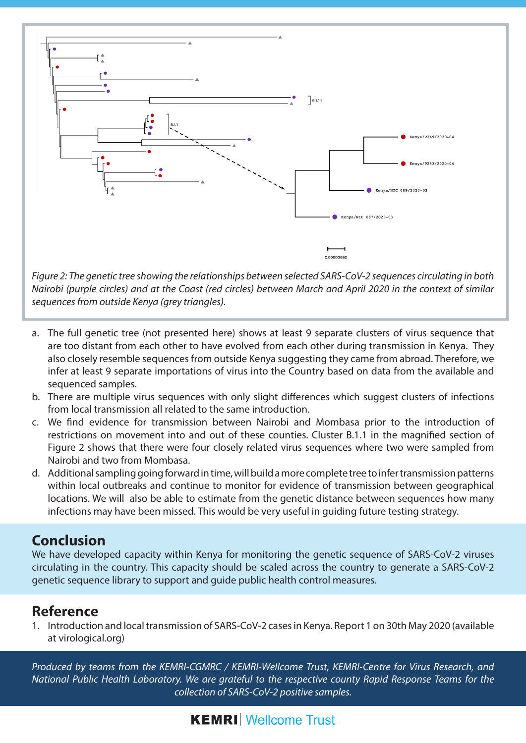B.1.1.1

B.1.1

Kenya/P269/2020-04

Kenya/P293/2020-04

Kenya/NIC 089/2020-03

Kenya/NIC 087/2020-03

0.000030050

*Figure 2: The genetic tree showing the relationships between selected SARS-CoV-2 sequences circulating in both Nairobi (purple circles) and at the Coast (red circles) between March and April 2020 in the context of similar sequences from outside Kenya (grey triangles).*

a. The full genetic tree (not presented here) shows at least 9 separate clusters of virus sequence that are too distant from each other to have evolved from each other during transmission in Kenya. They also closely resemble sequences from outside Kenya suggesting they came from abroad. Therefore, we infer at least 9 separate importations of virus into the Country based on data from the available and sequenced samples.

b. There are multiple virus sequences with only slight differences which suggest clusters of infections from local transmission all related to the same introduction.

c. We find evidence for transmission between Nairobi and Mombasa prior to the introduction of restrictions on movement into and out of these counties. Cluster B.1.1 in the magnified section of Figure 2 shows that there were four closely related virus sequences where two were sampled from Nairobi and two from Mombasa.

d. Additional sampling going forward in time, will build a more complete tree to infer transmission patterns within local outbreaks and continue to monitor for evidence of transmission between geographical locations. We will also be able to estimate from the genetic distance between sequences how many infections may have been missed. This would be very useful in guiding future testing strategy.

## Conclusion

We have developed capacity within Kenya for monitoring the genetic sequence of SARS-CoV-2 viruses circulating in the country. This capacity should be scaled across the country to generate a SARS-CoV-2 genetic sequence library to support and guide public health control measures.

## Reference

1. Introduction and local transmission of SARS-CoV-2 cases in Kenya. Report 1 on 30th May 2020 (available at virological.org)

*Produced by teams from the KEMRI-CGMRC / KEMRI-Wellcome Trust, KEMRI-Centre for Virus Research, and National Public Health Laboratory. We are grateful to the respective county Rapid Response Teams for the collection of SARS-CoV-2 positive samples.*

**KEMRI** | Wellcome Trust